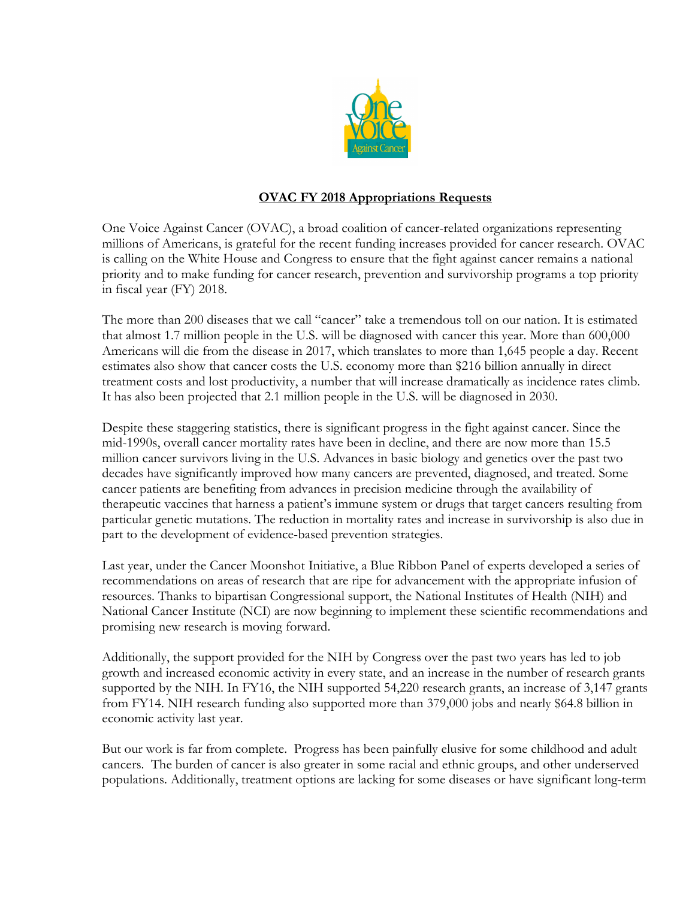**OVAC FY 2018 Appropriations Requests**

One Voice Against Cancer (OVAC), a broad coalition of cancer-related organizations representing millions of Americans, is grateful for the recent funding increases provided for cancer research. OVAC is calling on the White House and Congress to ensure that the fight against cancer remains a national priority and to make funding for cancer research, prevention and survivorship programs a top priority in fiscal year (FY) 2018.

The more than 200 diseases that we call "cancer" take a tremendous toll on our nation. It is estimated that almost 1.7 million people in the U.S. will be diagnosed with cancer this year. More than 600,000 Americans will die from the disease in 2017, which translates to more than 1,645 people a day. Recent estimates also show that cancer costs the U.S. economy more than $216 billion annually in direct treatment costs and lost productivity, a number that will increase dramatically as incidence rates climb. It has also been projected that 2.1 million people in the U.S. will be diagnosed in 2030.

Despite these staggering statistics, there is significant progress in the fight against cancer. Since the mid-1990s, overall cancer mortality rates have been in decline, and there are now more than 15.5 million cancer survivors living in the U.S. Advances in basic biology and genetics over the past two decades have significantly improved how many cancers are prevented, diagnosed, and treated. Some cancer patients are benefiting from advances in precision medicine through the availability of therapeutic vaccines that harness a patient's immune system or drugs that target cancers resulting from particular genetic mutations. The reduction in mortality rates and increase in survivorship is also due in part to the development of evidence-based prevention strategies.

Last year, under the Cancer Moonshot Initiative, a Blue Ribbon Panel of experts developed a series of recommendations on areas of research that are ripe for advancement with the appropriate infusion of resources. Thanks to bipartisan Congressional support, the National Institutes of Health (NIH) and National Cancer Institute (NCI) are now beginning to implement these scientific recommendations and promising new research is moving forward.

Additionally, the support provided for the NIH by Congress over the past two years has led to job growth and increased economic activity in every state, and an increase in the number of research grants supported by the NIH. In FY16, the NIH supported 54,220 research grants, an increase of 3,147 grants from FY14. NIH research funding also supported more than 379,000 jobs and nearly $64.8 billion in economic activity last year.

But our work is far from complete. Progress has been painfully elusive for some childhood and adult cancers. The burden of cancer is also greater in some racial and ethnic groups, and other underserved populations. Additionally, treatment options are lacking for some diseases or have significant long-term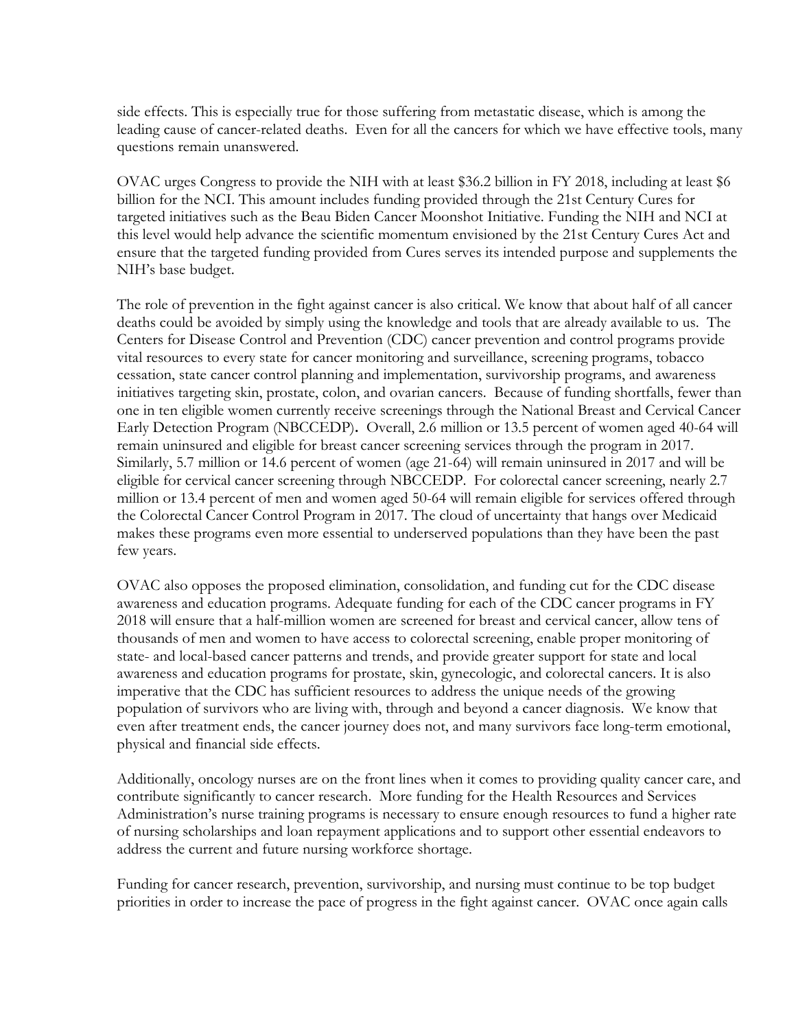side effects. This is especially true for those suffering from metastatic disease, which is among the leading cause of cancer-related deaths. Even for all the cancers for which we have effective tools, many questions remain unanswered.

OVAC urges Congress to provide the NIH with at least $36.2 billion in FY 2018, including at least $6 billion for the NCI. This amount includes funding provided through the 21st Century Cures for targeted initiatives such as the Beau Biden Cancer Moonshot Initiative. Funding the NIH and NCI at this level would help advance the scientific momentum envisioned by the 21st Century Cures Act and ensure that the targeted funding provided from Cures serves its intended purpose and supplements the NIH's base budget.

The role of prevention in the fight against cancer is also critical. We know that about half of all cancer deaths could be avoided by simply using the knowledge and tools that are already available to us. The Centers for Disease Control and Prevention (CDC) cancer prevention and control programs provide vital resources to every state for cancer monitoring and surveillance, screening programs, tobacco cessation, state cancer control planning and implementation, survivorship programs, and awareness initiatives targeting skin, prostate, colon, and ovarian cancers. Because of funding shortfalls, fewer than one in ten eligible women currently receive screenings through the National Breast and Cervical Cancer Early Detection Program (NBCCEDP)**.** Overall, 2.6 million or 13.5 percent of women aged 40-64 will remain uninsured and eligible for breast cancer screening services through the program in 2017. Similarly, 5.7 million or 14.6 percent of women (age 21-64) will remain uninsured in 2017 and will be eligible for cervical cancer screening through NBCCEDP. For colorectal cancer screening, nearly 2.7 million or 13.4 percent of men and women aged 50-64 will remain eligible for services offered through the Colorectal Cancer Control Program in 2017. The cloud of uncertainty that hangs over Medicaid makes these programs even more essential to underserved populations than they have been the past few years.

OVAC also opposes the proposed elimination, consolidation, and funding cut for the CDC disease awareness and education programs. Adequate funding for each of the CDC cancer programs in FY 2018 will ensure that a half-million women are screened for breast and cervical cancer, allow tens of thousands of men and women to have access to colorectal screening, enable proper monitoring of state- and local-based cancer patterns and trends, and provide greater support for state and local awareness and education programs for prostate, skin, gynecologic, and colorectal cancers. It is also imperative that the CDC has sufficient resources to address the unique needs of the growing population of survivors who are living with, through and beyond a cancer diagnosis. We know that even after treatment ends, the cancer journey does not, and many survivors face long-term emotional, physical and financial side effects.

Additionally, oncology nurses are on the front lines when it comes to providing quality cancer care, and contribute significantly to cancer research. More funding for the Health Resources and Services Administration's nurse training programs is necessary to ensure enough resources to fund a higher rate of nursing scholarships and loan repayment applications and to support other essential endeavors to address the current and future nursing workforce shortage.

Funding for cancer research, prevention, survivorship, and nursing must continue to be top budget priorities in order to increase the pace of progress in the fight against cancer. OVAC once again calls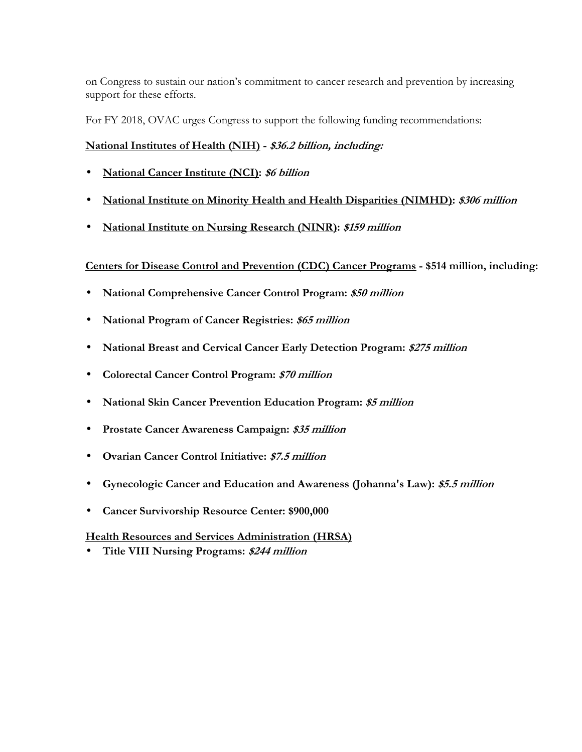on Congress to sustain our nation's commitment to cancer research and prevention by increasing support for these efforts.

For FY 2018, OVAC urges Congress to support the following funding recommendations:

**<u>National Institutes of Health (NIH)</u> - *$36.2 billion, including:***

- **<u>National Cancer Institute (NCI)</u>: *$6 billion***
- **<u>National Institute on Minority Health and Health Disparities (NIMHD)</u>: *$306 million***
- **<u>National Institute on Nursing Research (NINR)</u>: *$159 million***

**<u>Centers for Disease Control and Prevention (CDC) Cancer Programs</u> - $514 million, including:**

- **National Comprehensive Cancer Control Program: *$50 million***
- **National Program of Cancer Registries: *$65 million***
- **National Breast and Cervical Cancer Early Detection Program: *$275 million***
- **Colorectal Cancer Control Program: *$70 million***
- **National Skin Cancer Prevention Education Program: *$5 million***
- **Prostate Cancer Awareness Campaign: *$35 million***
- **Ovarian Cancer Control Initiative: *$7.5 million***
- **Gynecologic Cancer and Education and Awareness (Johanna's Law): *$5.5 million***
- **Cancer Survivorship Resource Center: $900,000**

**<u>Health Resources and Services Administration (HRSA)</u>**

- **Title VIII Nursing Programs: *$244 million***